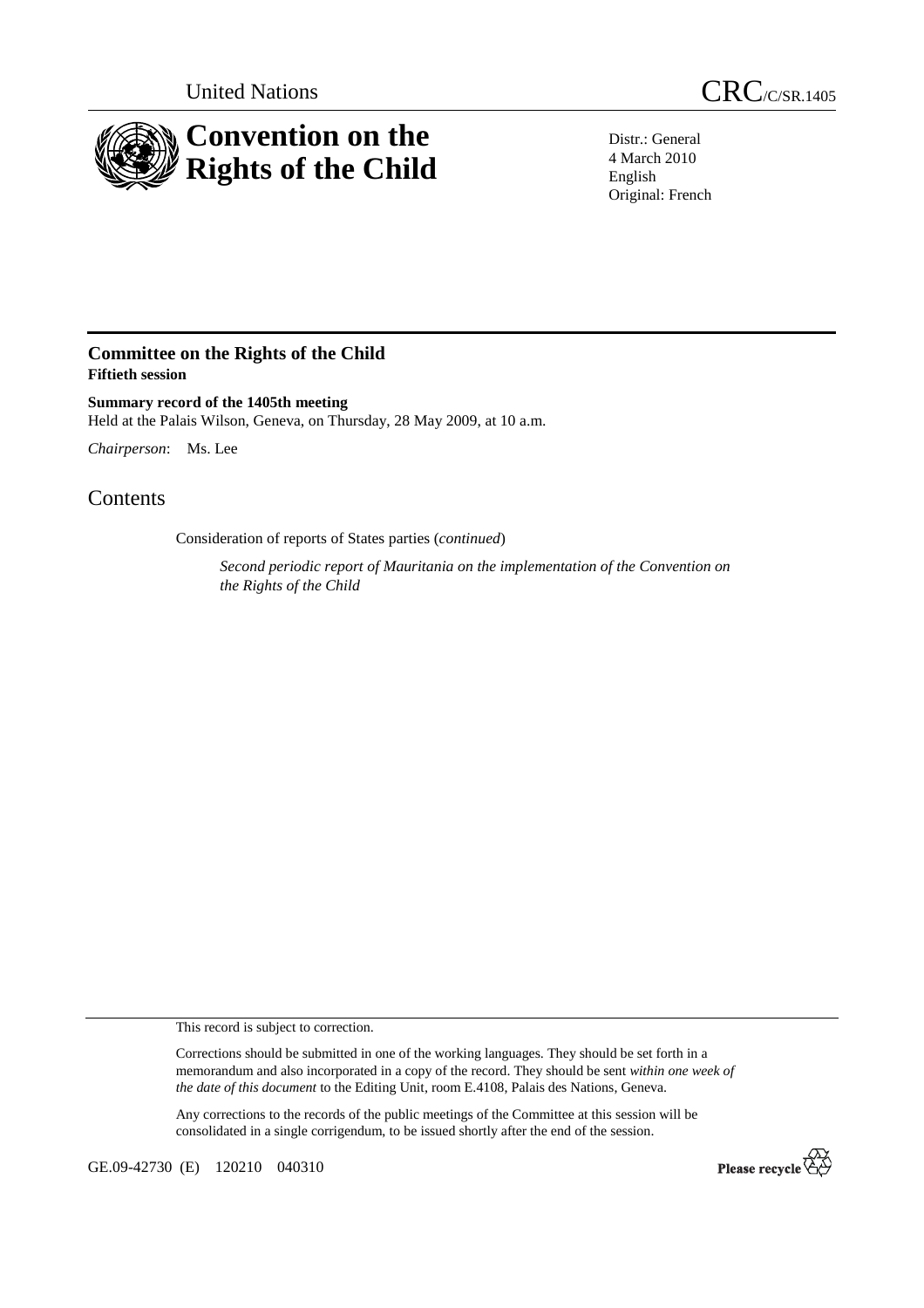United Nations

CRC/C/SR.1405

# Convention on the Rights of the Child

Distr.: General
4 March 2010
English
Original: French

## Committee on the Rights of the Child
**Fiftieth session**

**Summary record of the 1405th meeting**
Held at the Palais Wilson, Geneva, on Thursday, 28 May 2009, at 10 a.m.

*Chairperson*: Ms. Lee

# Contents

Consideration of reports of States parties (*continued*)

*Second periodic report of Mauritania on the implementation of the Convention on the Rights of the Child*

This record is subject to correction.

Corrections should be submitted in one of the working languages. They should be set forth in a memorandum and also incorporated in a copy of the record. They should be sent *within one week of the date of this document* to the Editing Unit, room E.4108, Palais des Nations, Geneva.

Any corrections to the records of the public meetings of the Committee at this session will be consolidated in a single corrigendum, to be issued shortly after the end of the session.

GE.09-42730 (E) 120210 040310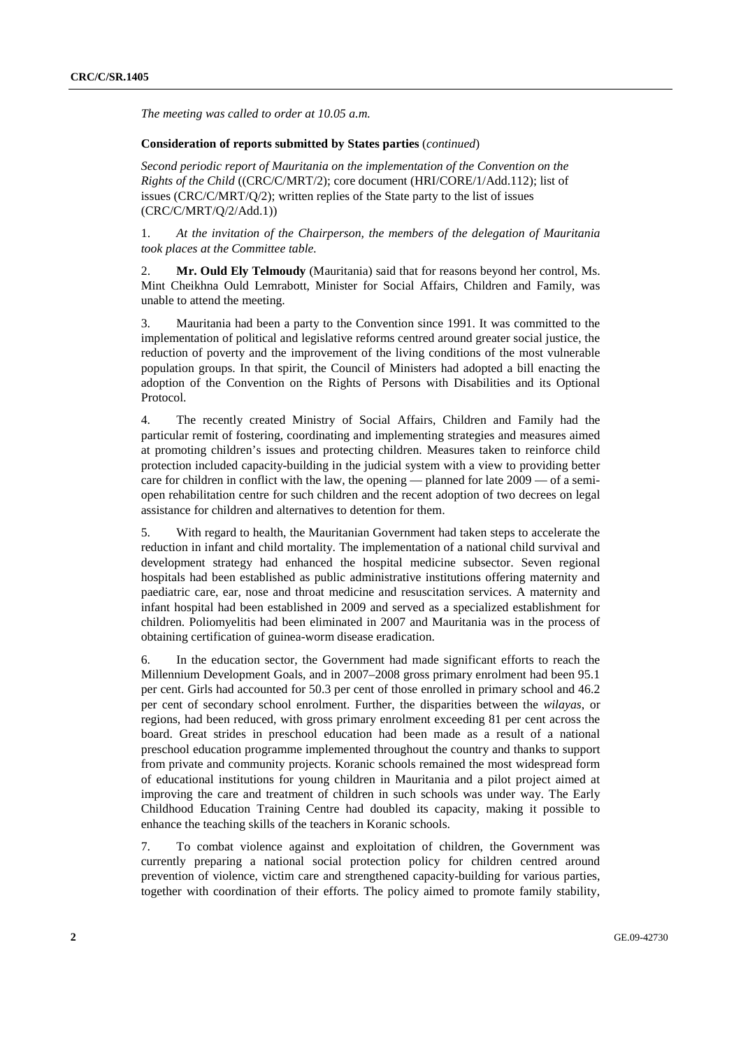*The meeting was called to order at 10.05 a.m.*

**Consideration of reports submitted by States parties** (*continued*)

*Second periodic report of Mauritania on the implementation of the Convention on the Rights of the Child* ((CRC/C/MRT/2); core document (HRI/CORE/1/Add.112); list of issues (CRC/C/MRT/Q/2); written replies of the State party to the list of issues (CRC/C/MRT/Q/2/Add.1))

1. *At the invitation of the Chairperson, the members of the delegation of Mauritania took places at the Committee table.*

2. **Mr. Ould Ely Telmoudy** (Mauritania) said that for reasons beyond her control, Ms. Mint Cheikhna Ould Lemrabott, Minister for Social Affairs, Children and Family, was unable to attend the meeting.

3. Mauritania had been a party to the Convention since 1991. It was committed to the implementation of political and legislative reforms centred around greater social justice, the reduction of poverty and the improvement of the living conditions of the most vulnerable population groups. In that spirit, the Council of Ministers had adopted a bill enacting the adoption of the Convention on the Rights of Persons with Disabilities and its Optional Protocol.

4. The recently created Ministry of Social Affairs, Children and Family had the particular remit of fostering, coordinating and implementing strategies and measures aimed at promoting children's issues and protecting children. Measures taken to reinforce child protection included capacity-building in the judicial system with a view to providing better care for children in conflict with the law, the opening — planned for late 2009 — of a semi-open rehabilitation centre for such children and the recent adoption of two decrees on legal assistance for children and alternatives to detention for them.

5. With regard to health, the Mauritanian Government had taken steps to accelerate the reduction in infant and child mortality. The implementation of a national child survival and development strategy had enhanced the hospital medicine subsector. Seven regional hospitals had been established as public administrative institutions offering maternity and paediatric care, ear, nose and throat medicine and resuscitation services. A maternity and infant hospital had been established in 2009 and served as a specialized establishment for children. Poliomyelitis had been eliminated in 2007 and Mauritania was in the process of obtaining certification of guinea-worm disease eradication.

6. In the education sector, the Government had made significant efforts to reach the Millennium Development Goals, and in 2007–2008 gross primary enrolment had been 95.1 per cent. Girls had accounted for 50.3 per cent of those enrolled in primary school and 46.2 per cent of secondary school enrolment. Further, the disparities between the *wilayas*, or regions, had been reduced, with gross primary enrolment exceeding 81 per cent across the board. Great strides in preschool education had been made as a result of a national preschool education programme implemented throughout the country and thanks to support from private and community projects. Koranic schools remained the most widespread form of educational institutions for young children in Mauritania and a pilot project aimed at improving the care and treatment of children in such schools was under way. The Early Childhood Education Training Centre had doubled its capacity, making it possible to enhance the teaching skills of the teachers in Koranic schools.

7. To combat violence against and exploitation of children, the Government was currently preparing a national social protection policy for children centred around prevention of violence, victim care and strengthened capacity-building for various parties, together with coordination of their efforts. The policy aimed to promote family stability,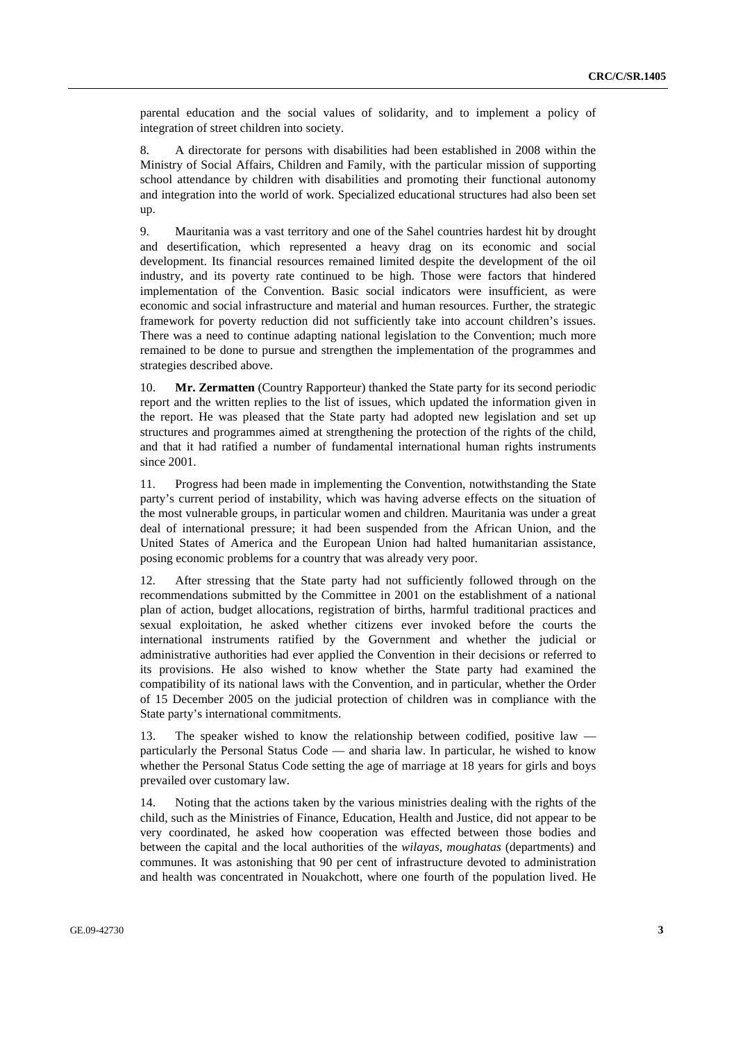parental education and the social values of solidarity, and to implement a policy of integration of street children into society.

8. A directorate for persons with disabilities had been established in 2008 within the Ministry of Social Affairs, Children and Family, with the particular mission of supporting school attendance by children with disabilities and promoting their functional autonomy and integration into the world of work. Specialized educational structures had also been set up.

9. Mauritania was a vast territory and one of the Sahel countries hardest hit by drought and desertification, which represented a heavy drag on its economic and social development. Its financial resources remained limited despite the development of the oil industry, and its poverty rate continued to be high. Those were factors that hindered implementation of the Convention. Basic social indicators were insufficient, as were economic and social infrastructure and material and human resources. Further, the strategic framework for poverty reduction did not sufficiently take into account children's issues. There was a need to continue adapting national legislation to the Convention; much more remained to be done to pursue and strengthen the implementation of the programmes and strategies described above.

10. **Mr. Zermatten** (Country Rapporteur) thanked the State party for its second periodic report and the written replies to the list of issues, which updated the information given in the report. He was pleased that the State party had adopted new legislation and set up structures and programmes aimed at strengthening the protection of the rights of the child, and that it had ratified a number of fundamental international human rights instruments since 2001.

11. Progress had been made in implementing the Convention, notwithstanding the State party's current period of instability, which was having adverse effects on the situation of the most vulnerable groups, in particular women and children. Mauritania was under a great deal of international pressure; it had been suspended from the African Union, and the United States of America and the European Union had halted humanitarian assistance, posing economic problems for a country that was already very poor.

12. After stressing that the State party had not sufficiently followed through on the recommendations submitted by the Committee in 2001 on the establishment of a national plan of action, budget allocations, registration of births, harmful traditional practices and sexual exploitation, he asked whether citizens ever invoked before the courts the international instruments ratified by the Government and whether the judicial or administrative authorities had ever applied the Convention in their decisions or referred to its provisions. He also wished to know whether the State party had examined the compatibility of its national laws with the Convention, and in particular, whether the Order of 15 December 2005 on the judicial protection of children was in compliance with the State party's international commitments.

13. The speaker wished to know the relationship between codified, positive law — particularly the Personal Status Code — and sharia law. In particular, he wished to know whether the Personal Status Code setting the age of marriage at 18 years for girls and boys prevailed over customary law.

14. Noting that the actions taken by the various ministries dealing with the rights of the child, such as the Ministries of Finance, Education, Health and Justice, did not appear to be very coordinated, he asked how cooperation was effected between those bodies and between the capital and the local authorities of the *wilayas*, *moughatas* (departments) and communes. It was astonishing that 90 per cent of infrastructure devoted to administration and health was concentrated in Nouakchott, where one fourth of the population lived. He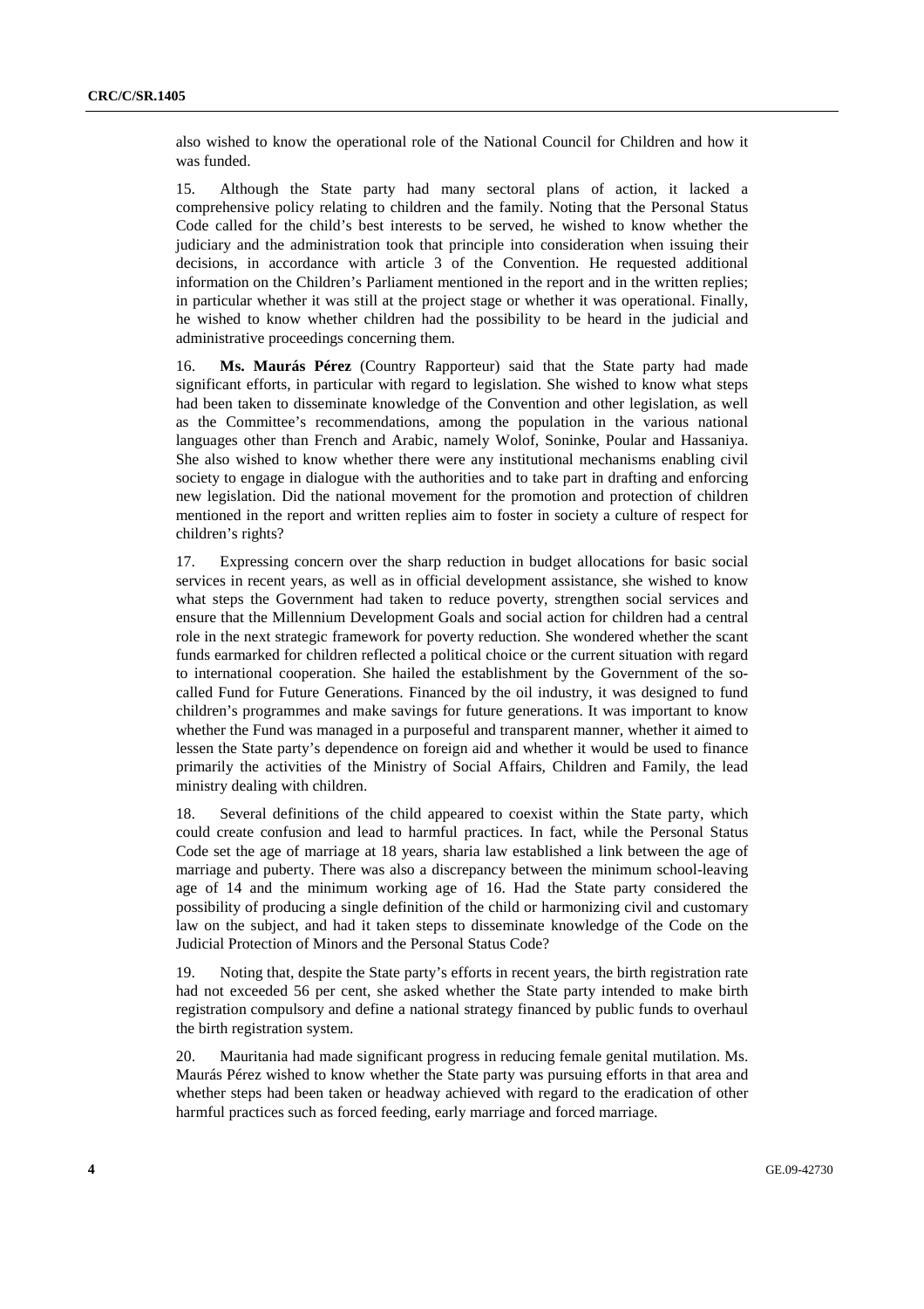also wished to know the operational role of the National Council for Children and how it was funded.

15. Although the State party had many sectoral plans of action, it lacked a comprehensive policy relating to children and the family. Noting that the Personal Status Code called for the child's best interests to be served, he wished to know whether the judiciary and the administration took that principle into consideration when issuing their decisions, in accordance with article 3 of the Convention. He requested additional information on the Children's Parliament mentioned in the report and in the written replies; in particular whether it was still at the project stage or whether it was operational. Finally, he wished to know whether children had the possibility to be heard in the judicial and administrative proceedings concerning them.

16. **Ms. Maurás Pérez** (Country Rapporteur) said that the State party had made significant efforts, in particular with regard to legislation. She wished to know what steps had been taken to disseminate knowledge of the Convention and other legislation, as well as the Committee's recommendations, among the population in the various national languages other than French and Arabic, namely Wolof, Soninke, Poular and Hassaniya. She also wished to know whether there were any institutional mechanisms enabling civil society to engage in dialogue with the authorities and to take part in drafting and enforcing new legislation. Did the national movement for the promotion and protection of children mentioned in the report and written replies aim to foster in society a culture of respect for children's rights?

17. Expressing concern over the sharp reduction in budget allocations for basic social services in recent years, as well as in official development assistance, she wished to know what steps the Government had taken to reduce poverty, strengthen social services and ensure that the Millennium Development Goals and social action for children had a central role in the next strategic framework for poverty reduction. She wondered whether the scant funds earmarked for children reflected a political choice or the current situation with regard to international cooperation. She hailed the establishment by the Government of the so-called Fund for Future Generations. Financed by the oil industry, it was designed to fund children's programmes and make savings for future generations. It was important to know whether the Fund was managed in a purposeful and transparent manner, whether it aimed to lessen the State party's dependence on foreign aid and whether it would be used to finance primarily the activities of the Ministry of Social Affairs, Children and Family, the lead ministry dealing with children.

18. Several definitions of the child appeared to coexist within the State party, which could create confusion and lead to harmful practices. In fact, while the Personal Status Code set the age of marriage at 18 years, sharia law established a link between the age of marriage and puberty. There was also a discrepancy between the minimum school-leaving age of 14 and the minimum working age of 16. Had the State party considered the possibility of producing a single definition of the child or harmonizing civil and customary law on the subject, and had it taken steps to disseminate knowledge of the Code on the Judicial Protection of Minors and the Personal Status Code?

19. Noting that, despite the State party's efforts in recent years, the birth registration rate had not exceeded 56 per cent, she asked whether the State party intended to make birth registration compulsory and define a national strategy financed by public funds to overhaul the birth registration system.

20. Mauritania had made significant progress in reducing female genital mutilation. Ms. Maurás Pérez wished to know whether the State party was pursuing efforts in that area and whether steps had been taken or headway achieved with regard to the eradication of other harmful practices such as forced feeding, early marriage and forced marriage.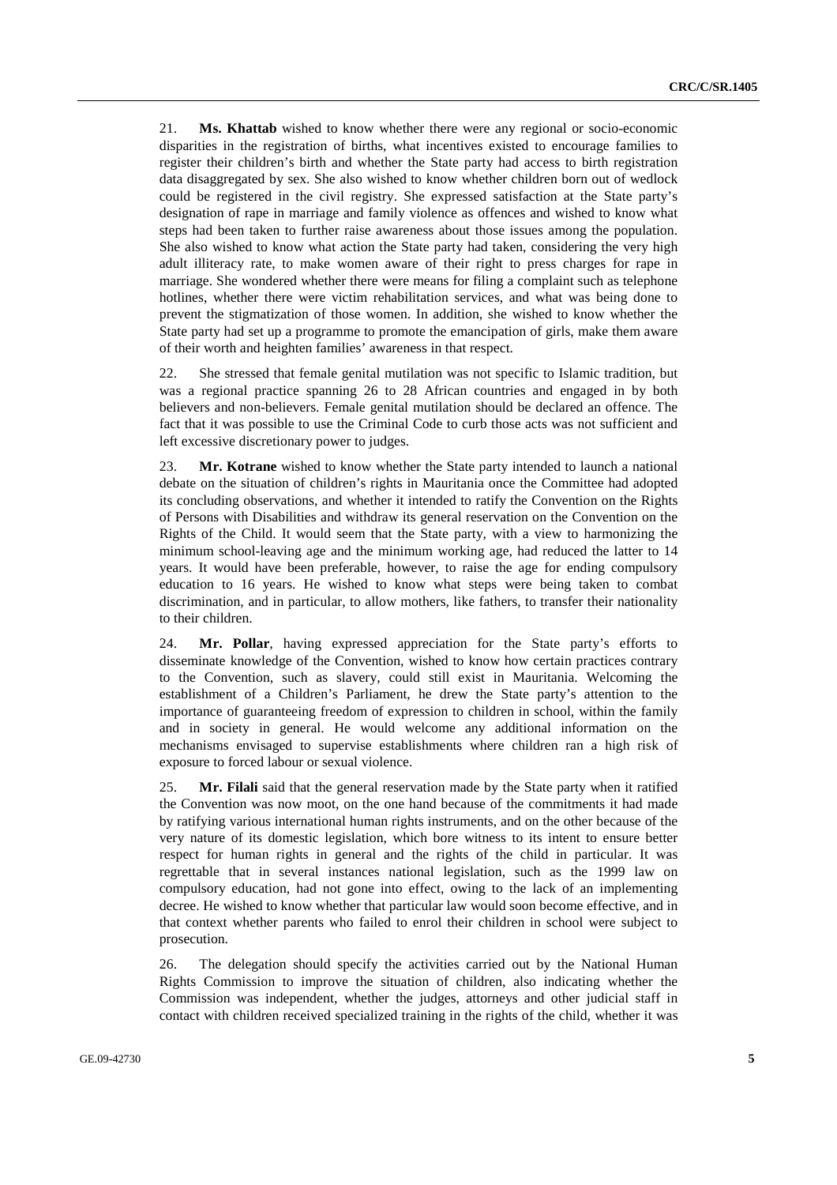21. **Ms. Khattab** wished to know whether there were any regional or socio-economic disparities in the registration of births, what incentives existed to encourage families to register their children's birth and whether the State party had access to birth registration data disaggregated by sex. She also wished to know whether children born out of wedlock could be registered in the civil registry. She expressed satisfaction at the State party's designation of rape in marriage and family violence as offences and wished to know what steps had been taken to further raise awareness about those issues among the population. She also wished to know what action the State party had taken, considering the very high adult illiteracy rate, to make women aware of their right to press charges for rape in marriage. She wondered whether there were means for filing a complaint such as telephone hotlines, whether there were victim rehabilitation services, and what was being done to prevent the stigmatization of those women. In addition, she wished to know whether the State party had set up a programme to promote the emancipation of girls, make them aware of their worth and heighten families' awareness in that respect.

22. She stressed that female genital mutilation was not specific to Islamic tradition, but was a regional practice spanning 26 to 28 African countries and engaged in by both believers and non-believers. Female genital mutilation should be declared an offence. The fact that it was possible to use the Criminal Code to curb those acts was not sufficient and left excessive discretionary power to judges.

23. **Mr. Kotrane** wished to know whether the State party intended to launch a national debate on the situation of children's rights in Mauritania once the Committee had adopted its concluding observations, and whether it intended to ratify the Convention on the Rights of Persons with Disabilities and withdraw its general reservation on the Convention on the Rights of the Child. It would seem that the State party, with a view to harmonizing the minimum school-leaving age and the minimum working age, had reduced the latter to 14 years. It would have been preferable, however, to raise the age for ending compulsory education to 16 years. He wished to know what steps were being taken to combat discrimination, and in particular, to allow mothers, like fathers, to transfer their nationality to their children.

24. **Mr. Pollar**, having expressed appreciation for the State party's efforts to disseminate knowledge of the Convention, wished to know how certain practices contrary to the Convention, such as slavery, could still exist in Mauritania. Welcoming the establishment of a Children's Parliament, he drew the State party's attention to the importance of guaranteeing freedom of expression to children in school, within the family and in society in general. He would welcome any additional information on the mechanisms envisaged to supervise establishments where children ran a high risk of exposure to forced labour or sexual violence.

25. **Mr. Filali** said that the general reservation made by the State party when it ratified the Convention was now moot, on the one hand because of the commitments it had made by ratifying various international human rights instruments, and on the other because of the very nature of its domestic legislation, which bore witness to its intent to ensure better respect for human rights in general and the rights of the child in particular. It was regrettable that in several instances national legislation, such as the 1999 law on compulsory education, had not gone into effect, owing to the lack of an implementing decree. He wished to know whether that particular law would soon become effective, and in that context whether parents who failed to enrol their children in school were subject to prosecution.

26. The delegation should specify the activities carried out by the National Human Rights Commission to improve the situation of children, also indicating whether the Commission was independent, whether the judges, attorneys and other judicial staff in contact with children received specialized training in the rights of the child, whether it was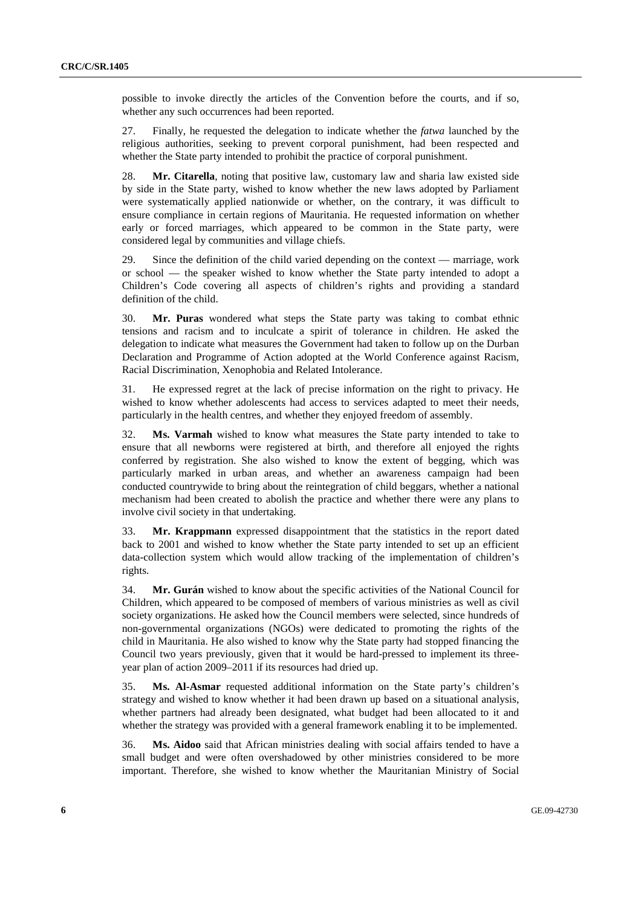possible to invoke directly the articles of the Convention before the courts, and if so, whether any such occurrences had been reported.

27. Finally, he requested the delegation to indicate whether the *fatwa* launched by the religious authorities, seeking to prevent corporal punishment, had been respected and whether the State party intended to prohibit the practice of corporal punishment.

28. **Mr. Citarella**, noting that positive law, customary law and sharia law existed side by side in the State party, wished to know whether the new laws adopted by Parliament were systematically applied nationwide or whether, on the contrary, it was difficult to ensure compliance in certain regions of Mauritania. He requested information on whether early or forced marriages, which appeared to be common in the State party, were considered legal by communities and village chiefs.

29. Since the definition of the child varied depending on the context — marriage, work or school — the speaker wished to know whether the State party intended to adopt a Children's Code covering all aspects of children's rights and providing a standard definition of the child.

30. **Mr. Puras** wondered what steps the State party was taking to combat ethnic tensions and racism and to inculcate a spirit of tolerance in children. He asked the delegation to indicate what measures the Government had taken to follow up on the Durban Declaration and Programme of Action adopted at the World Conference against Racism, Racial Discrimination, Xenophobia and Related Intolerance.

31. He expressed regret at the lack of precise information on the right to privacy. He wished to know whether adolescents had access to services adapted to meet their needs, particularly in the health centres, and whether they enjoyed freedom of assembly.

32. **Ms. Varmah** wished to know what measures the State party intended to take to ensure that all newborns were registered at birth, and therefore all enjoyed the rights conferred by registration. She also wished to know the extent of begging, which was particularly marked in urban areas, and whether an awareness campaign had been conducted countrywide to bring about the reintegration of child beggars, whether a national mechanism had been created to abolish the practice and whether there were any plans to involve civil society in that undertaking.

33. **Mr. Krappmann** expressed disappointment that the statistics in the report dated back to 2001 and wished to know whether the State party intended to set up an efficient data-collection system which would allow tracking of the implementation of children's rights.

34. **Mr. Gurán** wished to know about the specific activities of the National Council for Children, which appeared to be composed of members of various ministries as well as civil society organizations. He asked how the Council members were selected, since hundreds of non-governmental organizations (NGOs) were dedicated to promoting the rights of the child in Mauritania. He also wished to know why the State party had stopped financing the Council two years previously, given that it would be hard-pressed to implement its three-year plan of action 2009–2011 if its resources had dried up.

35. **Ms. Al-Asmar** requested additional information on the State party's children's strategy and wished to know whether it had been drawn up based on a situational analysis, whether partners had already been designated, what budget had been allocated to it and whether the strategy was provided with a general framework enabling it to be implemented.

36. **Ms. Aidoo** said that African ministries dealing with social affairs tended to have a small budget and were often overshadowed by other ministries considered to be more important. Therefore, she wished to know whether the Mauritanian Ministry of Social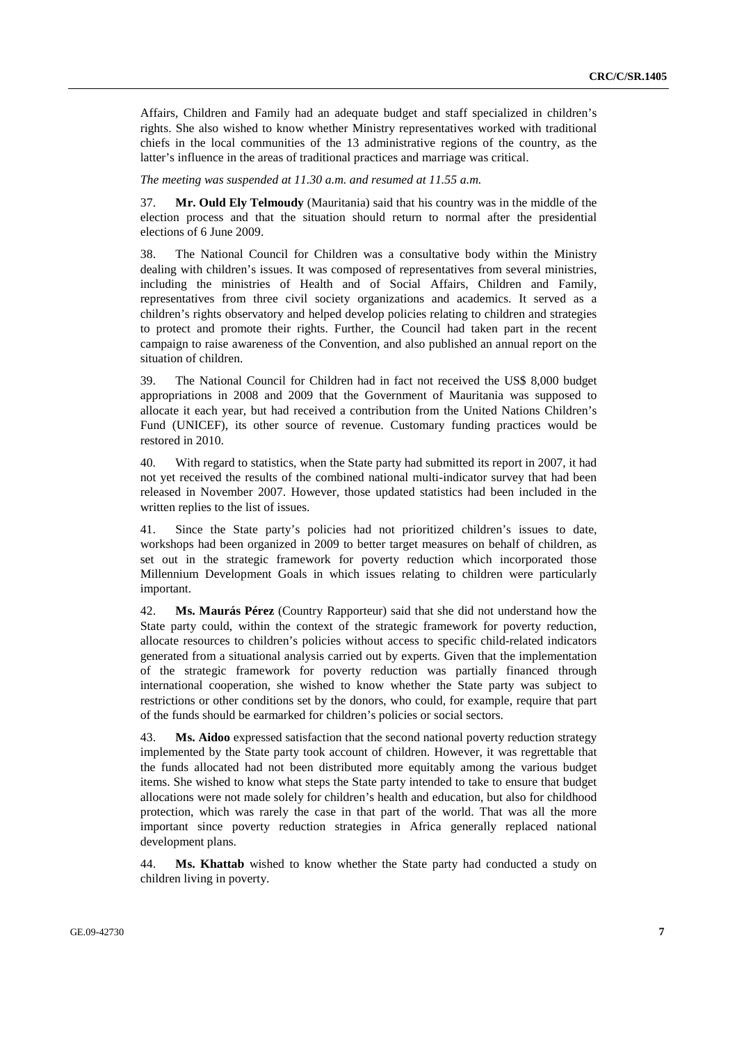Affairs, Children and Family had an adequate budget and staff specialized in children's rights. She also wished to know whether Ministry representatives worked with traditional chiefs in the local communities of the 13 administrative regions of the country, as the latter's influence in the areas of traditional practices and marriage was critical.

*The meeting was suspended at 11.30 a.m. and resumed at 11.55 a.m.*

37. **Mr. Ould Ely Telmoudy** (Mauritania) said that his country was in the middle of the election process and that the situation should return to normal after the presidential elections of 6 June 2009.

38. The National Council for Children was a consultative body within the Ministry dealing with children's issues. It was composed of representatives from several ministries, including the ministries of Health and of Social Affairs, Children and Family, representatives from three civil society organizations and academics. It served as a children's rights observatory and helped develop policies relating to children and strategies to protect and promote their rights. Further, the Council had taken part in the recent campaign to raise awareness of the Convention, and also published an annual report on the situation of children.

39. The National Council for Children had in fact not received the US$ 8,000 budget appropriations in 2008 and 2009 that the Government of Mauritania was supposed to allocate it each year, but had received a contribution from the United Nations Children's Fund (UNICEF), its other source of revenue. Customary funding practices would be restored in 2010.

40. With regard to statistics, when the State party had submitted its report in 2007, it had not yet received the results of the combined national multi-indicator survey that had been released in November 2007. However, those updated statistics had been included in the written replies to the list of issues.

41. Since the State party's policies had not prioritized children's issues to date, workshops had been organized in 2009 to better target measures on behalf of children, as set out in the strategic framework for poverty reduction which incorporated those Millennium Development Goals in which issues relating to children were particularly important.

42. **Ms. Maurás Pérez** (Country Rapporteur) said that she did not understand how the State party could, within the context of the strategic framework for poverty reduction, allocate resources to children's policies without access to specific child-related indicators generated from a situational analysis carried out by experts. Given that the implementation of the strategic framework for poverty reduction was partially financed through international cooperation, she wished to know whether the State party was subject to restrictions or other conditions set by the donors, who could, for example, require that part of the funds should be earmarked for children's policies or social sectors.

43. **Ms. Aidoo** expressed satisfaction that the second national poverty reduction strategy implemented by the State party took account of children. However, it was regrettable that the funds allocated had not been distributed more equitably among the various budget items. She wished to know what steps the State party intended to take to ensure that budget allocations were not made solely for children's health and education, but also for childhood protection, which was rarely the case in that part of the world. That was all the more important since poverty reduction strategies in Africa generally replaced national development plans.

44. **Ms. Khattab** wished to know whether the State party had conducted a study on children living in poverty.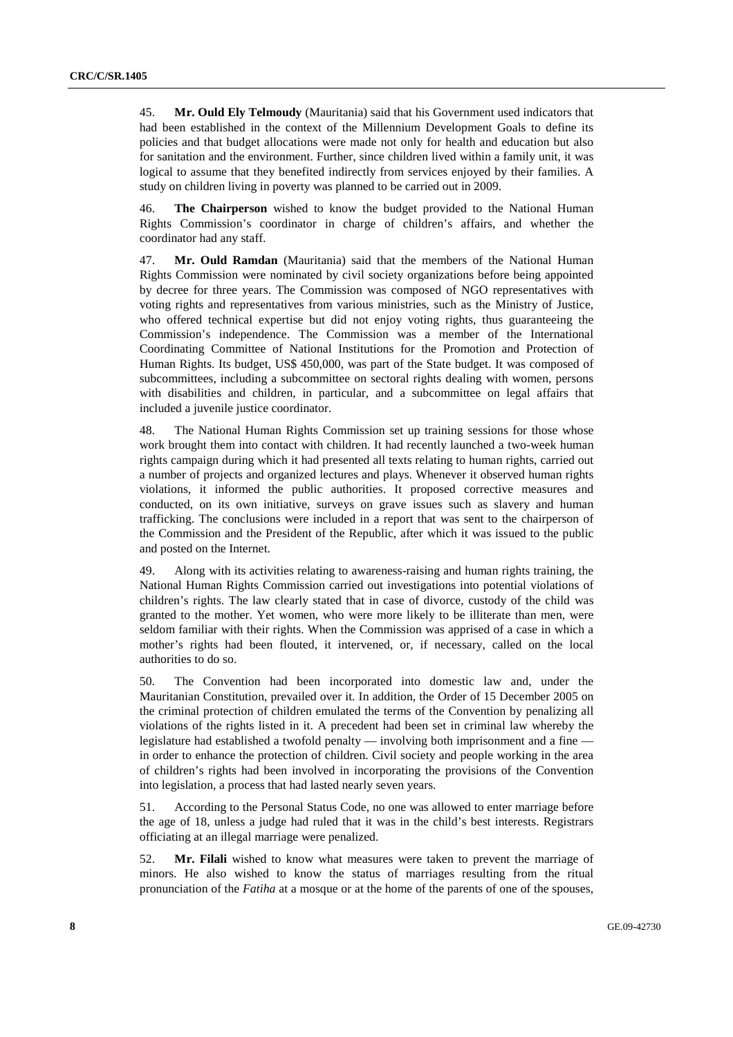45. **Mr. Ould Ely Telmoudy** (Mauritania) said that his Government used indicators that had been established in the context of the Millennium Development Goals to define its policies and that budget allocations were made not only for health and education but also for sanitation and the environment. Further, since children lived within a family unit, it was logical to assume that they benefited indirectly from services enjoyed by their families. A study on children living in poverty was planned to be carried out in 2009.

46. **The Chairperson** wished to know the budget provided to the National Human Rights Commission's coordinator in charge of children's affairs, and whether the coordinator had any staff.

47. **Mr. Ould Ramdan** (Mauritania) said that the members of the National Human Rights Commission were nominated by civil society organizations before being appointed by decree for three years. The Commission was composed of NGO representatives with voting rights and representatives from various ministries, such as the Ministry of Justice, who offered technical expertise but did not enjoy voting rights, thus guaranteeing the Commission's independence. The Commission was a member of the International Coordinating Committee of National Institutions for the Promotion and Protection of Human Rights. Its budget, US$ 450,000, was part of the State budget. It was composed of subcommittees, including a subcommittee on sectoral rights dealing with women, persons with disabilities and children, in particular, and a subcommittee on legal affairs that included a juvenile justice coordinator.

48. The National Human Rights Commission set up training sessions for those whose work brought them into contact with children. It had recently launched a two-week human rights campaign during which it had presented all texts relating to human rights, carried out a number of projects and organized lectures and plays. Whenever it observed human rights violations, it informed the public authorities. It proposed corrective measures and conducted, on its own initiative, surveys on grave issues such as slavery and human trafficking. The conclusions were included in a report that was sent to the chairperson of the Commission and the President of the Republic, after which it was issued to the public and posted on the Internet.

49. Along with its activities relating to awareness-raising and human rights training, the National Human Rights Commission carried out investigations into potential violations of children's rights. The law clearly stated that in case of divorce, custody of the child was granted to the mother. Yet women, who were more likely to be illiterate than men, were seldom familiar with their rights. When the Commission was apprised of a case in which a mother's rights had been flouted, it intervened, or, if necessary, called on the local authorities to do so.

50. The Convention had been incorporated into domestic law and, under the Mauritanian Constitution, prevailed over it. In addition, the Order of 15 December 2005 on the criminal protection of children emulated the terms of the Convention by penalizing all violations of the rights listed in it. A precedent had been set in criminal law whereby the legislature had established a twofold penalty — involving both imprisonment and a fine — in order to enhance the protection of children. Civil society and people working in the area of children's rights had been involved in incorporating the provisions of the Convention into legislation, a process that had lasted nearly seven years.

51. According to the Personal Status Code, no one was allowed to enter marriage before the age of 18, unless a judge had ruled that it was in the child's best interests. Registrars officiating at an illegal marriage were penalized.

52. **Mr. Filali** wished to know what measures were taken to prevent the marriage of minors. He also wished to know the status of marriages resulting from the ritual pronunciation of the *Fatiha* at a mosque or at the home of the parents of one of the spouses,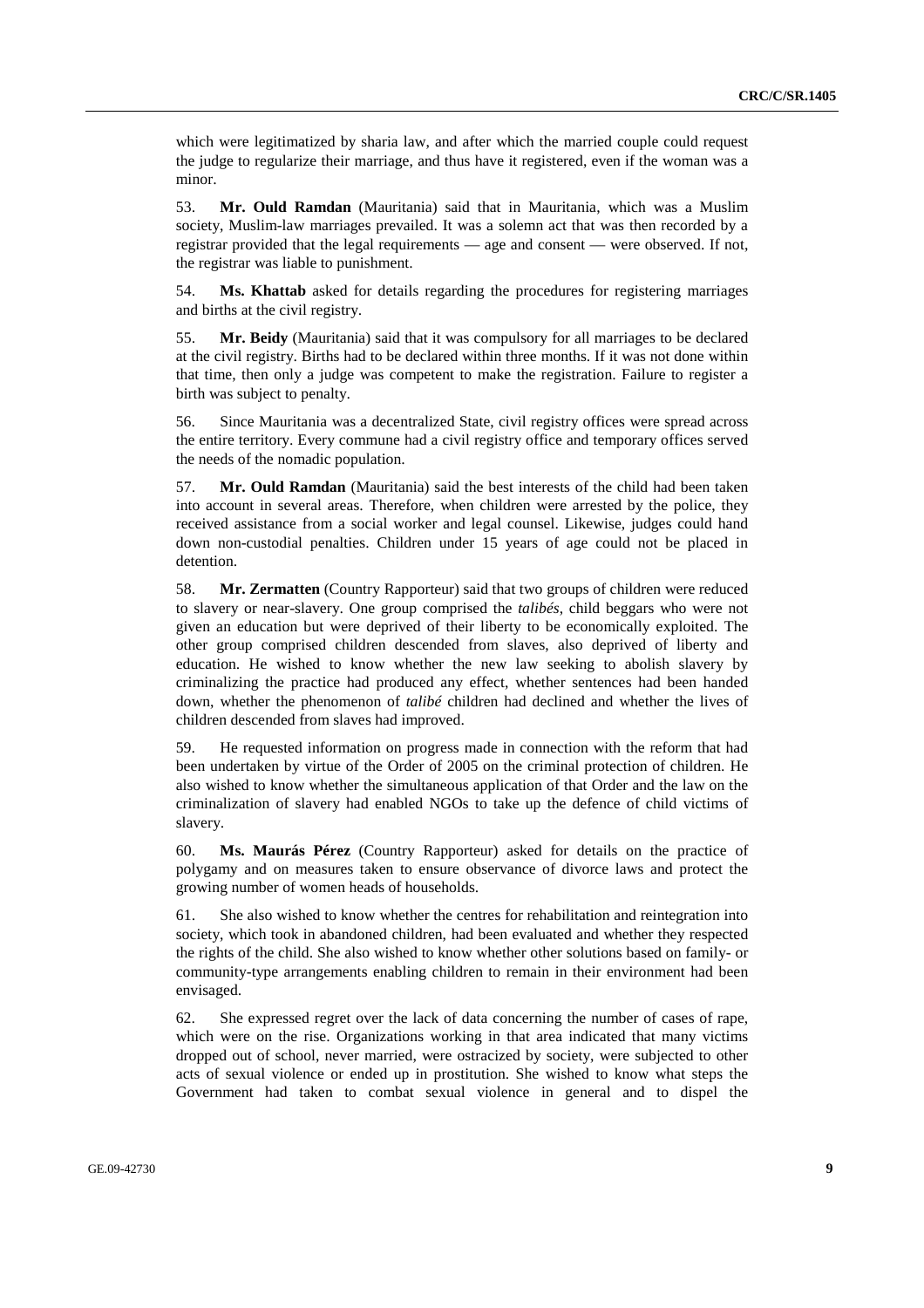which were legitimatized by sharia law, and after which the married couple could request the judge to regularize their marriage, and thus have it registered, even if the woman was a minor.

53. **Mr. Ould Ramdan** (Mauritania) said that in Mauritania, which was a Muslim society, Muslim-law marriages prevailed. It was a solemn act that was then recorded by a registrar provided that the legal requirements — age and consent — were observed. If not, the registrar was liable to punishment.

54. **Ms. Khattab** asked for details regarding the procedures for registering marriages and births at the civil registry.

55. **Mr. Beidy** (Mauritania) said that it was compulsory for all marriages to be declared at the civil registry. Births had to be declared within three months. If it was not done within that time, then only a judge was competent to make the registration. Failure to register a birth was subject to penalty.

56. Since Mauritania was a decentralized State, civil registry offices were spread across the entire territory. Every commune had a civil registry office and temporary offices served the needs of the nomadic population.

57. **Mr. Ould Ramdan** (Mauritania) said the best interests of the child had been taken into account in several areas. Therefore, when children were arrested by the police, they received assistance from a social worker and legal counsel. Likewise, judges could hand down non-custodial penalties. Children under 15 years of age could not be placed in detention.

58. **Mr. Zermatten** (Country Rapporteur) said that two groups of children were reduced to slavery or near-slavery. One group comprised the *talibés*, child beggars who were not given an education but were deprived of their liberty to be economically exploited. The other group comprised children descended from slaves, also deprived of liberty and education. He wished to know whether the new law seeking to abolish slavery by criminalizing the practice had produced any effect, whether sentences had been handed down, whether the phenomenon of *talibé* children had declined and whether the lives of children descended from slaves had improved.

59. He requested information on progress made in connection with the reform that had been undertaken by virtue of the Order of 2005 on the criminal protection of children. He also wished to know whether the simultaneous application of that Order and the law on the criminalization of slavery had enabled NGOs to take up the defence of child victims of slavery.

60. **Ms. Maurás Pérez** (Country Rapporteur) asked for details on the practice of polygamy and on measures taken to ensure observance of divorce laws and protect the growing number of women heads of households.

61. She also wished to know whether the centres for rehabilitation and reintegration into society, which took in abandoned children, had been evaluated and whether they respected the rights of the child. She also wished to know whether other solutions based on family- or community-type arrangements enabling children to remain in their environment had been envisaged.

62. She expressed regret over the lack of data concerning the number of cases of rape, which were on the rise. Organizations working in that area indicated that many victims dropped out of school, never married, were ostracized by society, were subjected to other acts of sexual violence or ended up in prostitution. She wished to know what steps the Government had taken to combat sexual violence in general and to dispel the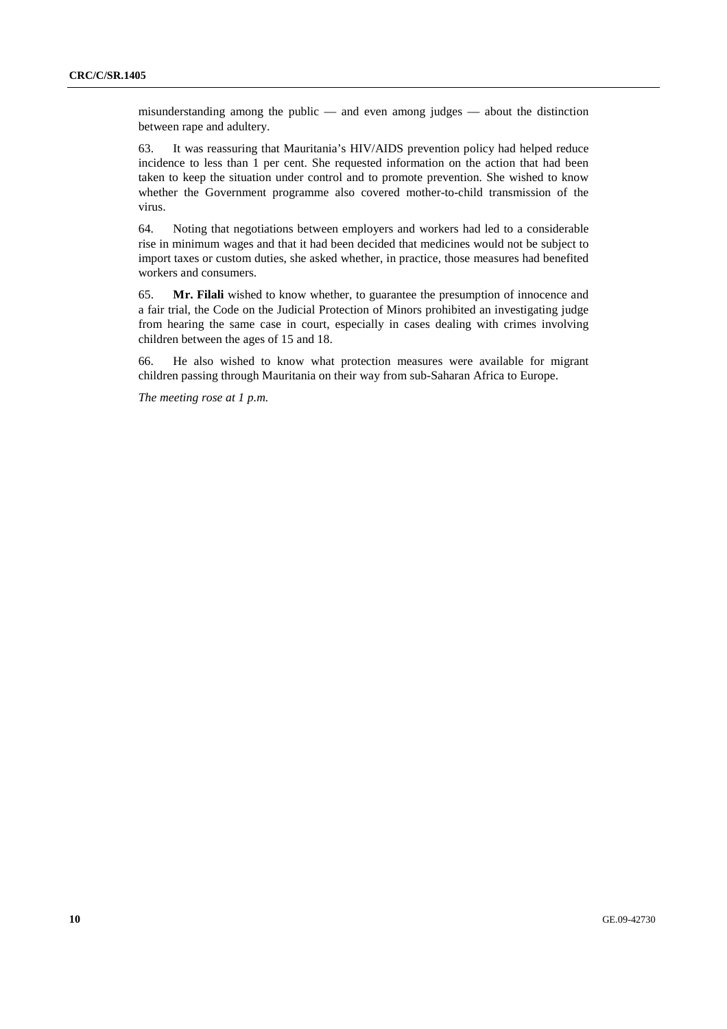misunderstanding among the public — and even among judges — about the distinction between rape and adultery.

63. It was reassuring that Mauritania's HIV/AIDS prevention policy had helped reduce incidence to less than 1 per cent. She requested information on the action that had been taken to keep the situation under control and to promote prevention. She wished to know whether the Government programme also covered mother-to-child transmission of the virus.

64. Noting that negotiations between employers and workers had led to a considerable rise in minimum wages and that it had been decided that medicines would not be subject to import taxes or custom duties, she asked whether, in practice, those measures had benefited workers and consumers.

65. **Mr. Filali** wished to know whether, to guarantee the presumption of innocence and a fair trial, the Code on the Judicial Protection of Minors prohibited an investigating judge from hearing the same case in court, especially in cases dealing with crimes involving children between the ages of 15 and 18.

66. He also wished to know what protection measures were available for migrant children passing through Mauritania on their way from sub-Saharan Africa to Europe.

*The meeting rose at 1 p.m.*